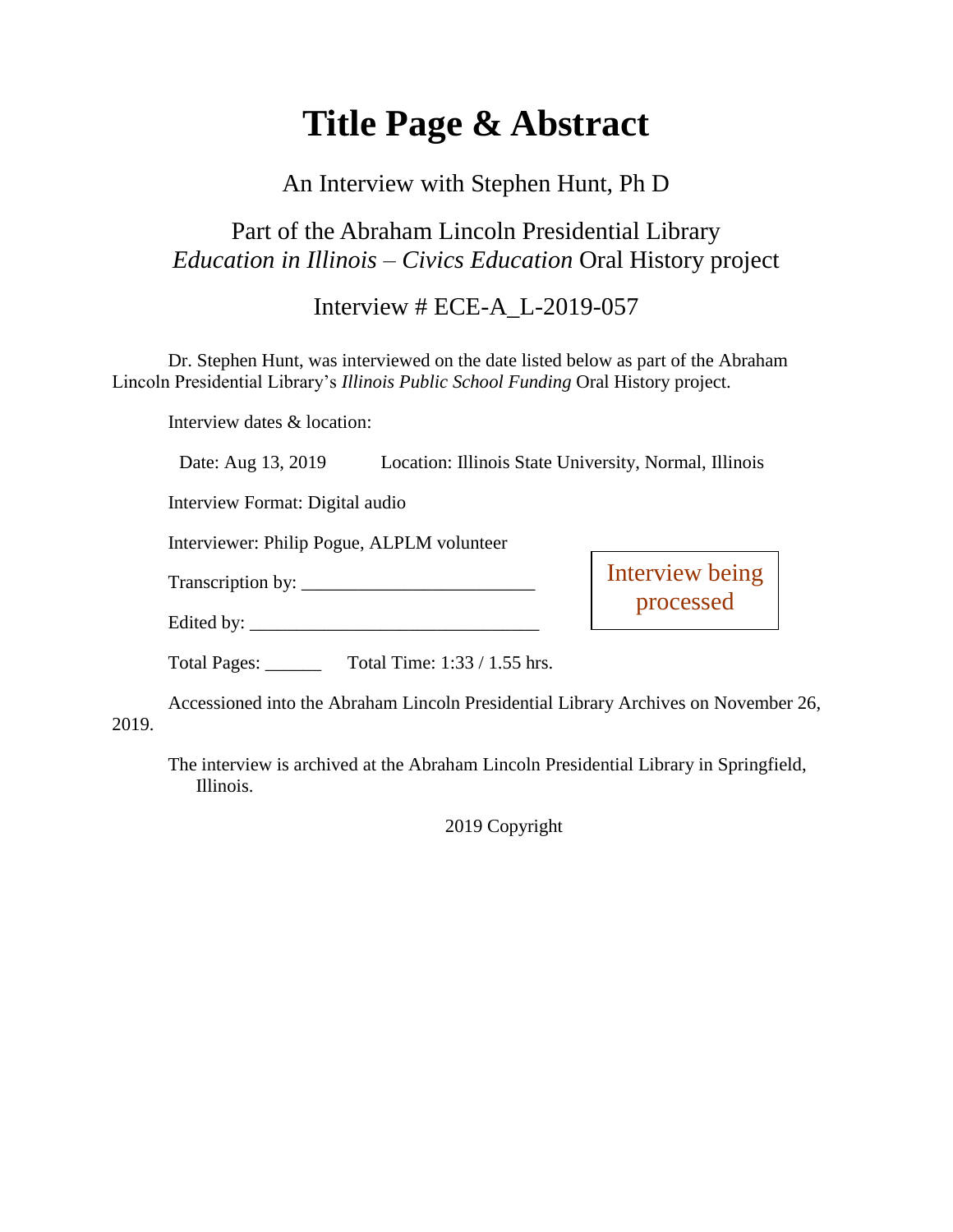# Title Page & Abstract

An Interview with Stephen Hunt, Ph D

Part of the Abraham Lincoln Presidential Library
*Education in Illinois – Civics Education* Oral History project

Interview # ECE-A_L-2019-057

Dr. Stephen Hunt, was interviewed on the date listed below as part of the Abraham Lincoln Presidential Library's *Illinois Public School Funding* Oral History project.

Interview dates & location:

Date: Aug 13, 2019 Location: Illinois State University, Normal, Illinois

Interview Format: Digital audio

Interviewer: Philip Pogue, ALPLM volunteer

Transcription by: ________________________

Edited by: ______________________________

Interview being processed

Total Pages: ______ Total Time: 1:33 / 1.55 hrs.

Accessioned into the Abraham Lincoln Presidential Library Archives on November 26, 2019.

The interview is archived at the Abraham Lincoln Presidential Library in Springfield, Illinois.

2019 Copyright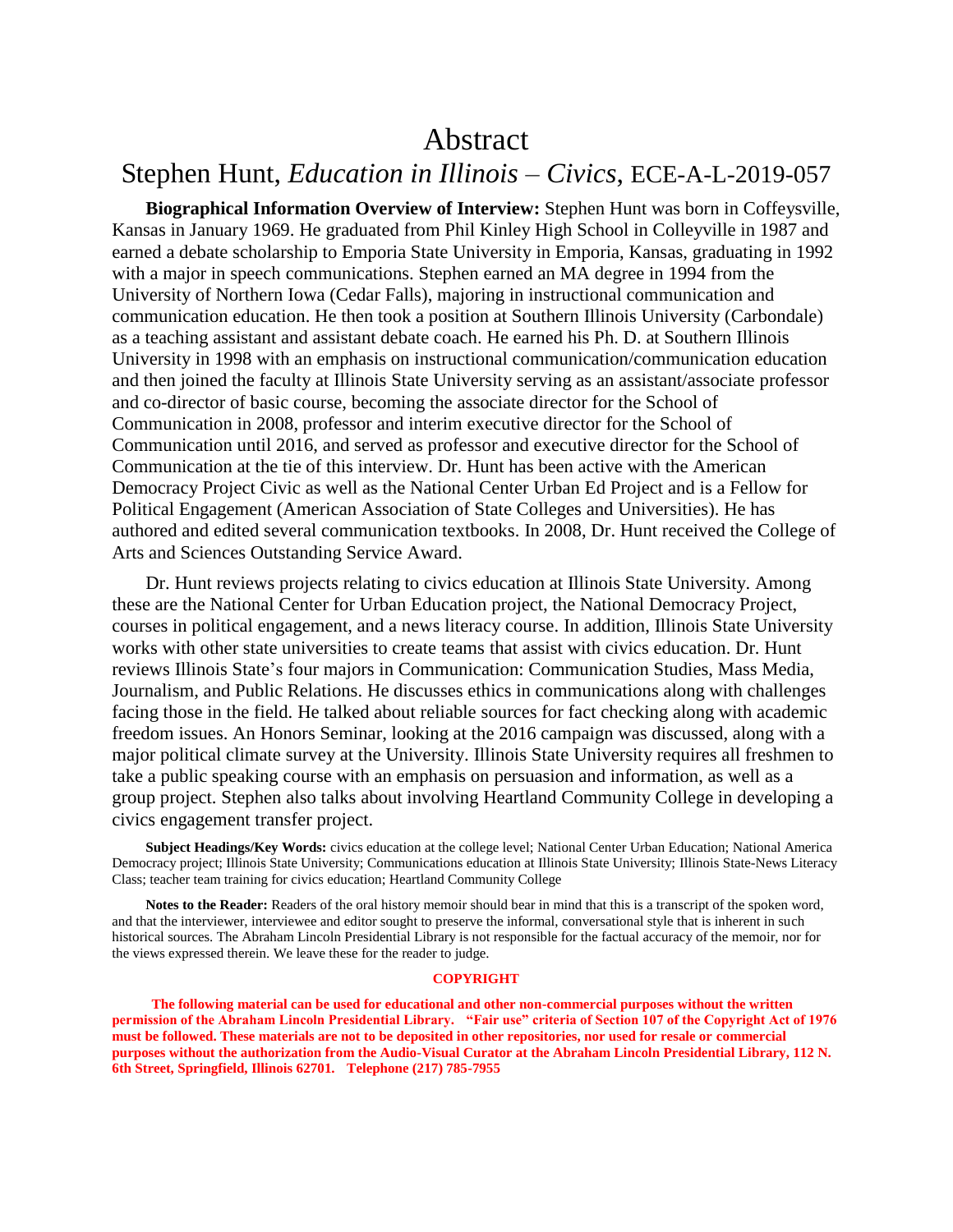# Abstract

## Stephen Hunt, *Education in Illinois – Civics*, ECE-A-L-2019-057

**Biographical Information Overview of Interview:** Stephen Hunt was born in Coffeysville, Kansas in January 1969. He graduated from Phil Kinley High School in Colleyville in 1987 and earned a debate scholarship to Emporia State University in Emporia, Kansas, graduating in 1992 with a major in speech communications. Stephen earned an MA degree in 1994 from the University of Northern Iowa (Cedar Falls), majoring in instructional communication and communication education. He then took a position at Southern Illinois University (Carbondale) as a teaching assistant and assistant debate coach. He earned his Ph. D. at Southern Illinois University in 1998 with an emphasis on instructional communication/communication education and then joined the faculty at Illinois State University serving as an assistant/associate professor and co-director of basic course, becoming the associate director for the School of Communication in 2008, professor and interim executive director for the School of Communication until 2016, and served as professor and executive director for the School of Communication at the tie of this interview. Dr. Hunt has been active with the American Democracy Project Civic as well as the National Center Urban Ed Project and is a Fellow for Political Engagement (American Association of State Colleges and Universities). He has authored and edited several communication textbooks. In 2008, Dr. Hunt received the College of Arts and Sciences Outstanding Service Award.

Dr. Hunt reviews projects relating to civics education at Illinois State University. Among these are the National Center for Urban Education project, the National Democracy Project, courses in political engagement, and a news literacy course. In addition, Illinois State University works with other state universities to create teams that assist with civics education. Dr. Hunt reviews Illinois State's four majors in Communication: Communication Studies, Mass Media, Journalism, and Public Relations. He discusses ethics in communications along with challenges facing those in the field. He talked about reliable sources for fact checking along with academic freedom issues. An Honors Seminar, looking at the 2016 campaign was discussed, along with a major political climate survey at the University. Illinois State University requires all freshmen to take a public speaking course with an emphasis on persuasion and information, as well as a group project. Stephen also talks about involving Heartland Community College in developing a civics engagement transfer project.

**Subject Headings/Key Words:** civics education at the college level; National Center Urban Education; National America Democracy project; Illinois State University; Communications education at Illinois State University; Illinois State-News Literacy Class; teacher team training for civics education; Heartland Community College

**Notes to the Reader:** Readers of the oral history memoir should bear in mind that this is a transcript of the spoken word, and that the interviewer, interviewee and editor sought to preserve the informal, conversational style that is inherent in such historical sources. The Abraham Lincoln Presidential Library is not responsible for the factual accuracy of the memoir, nor for the views expressed therein. We leave these for the reader to judge.

**COPYRIGHT**

**The following material can be used for educational and other non-commercial purposes without the written permission of the Abraham Lincoln Presidential Library. "Fair use" criteria of Section 107 of the Copyright Act of 1976 must be followed. These materials are not to be deposited in other repositories, nor used for resale or commercial purposes without the authorization from the Audio-Visual Curator at the Abraham Lincoln Presidential Library, 112 N. 6th Street, Springfield, Illinois 62701. Telephone (217) 785-7955**